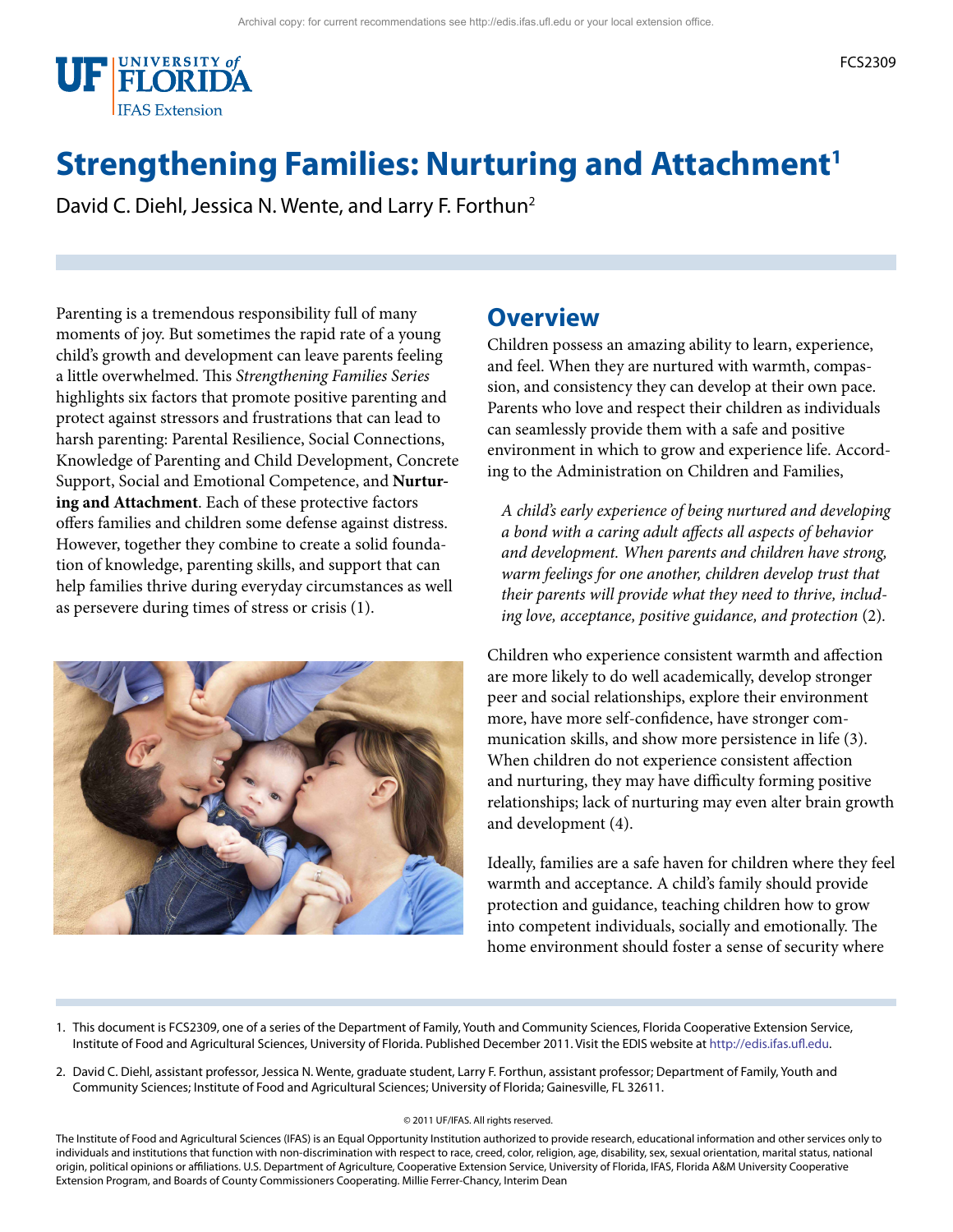Archival copy: for current recommendations see http://edis.ifas.ufl.edu or your local extension office.

FCS2309

# Strengthening Families: Nurturing and Attachment[1]

David C. Diehl, Jessica N. Wente, and Larry F. Forthun[2]

Parenting is a tremendous responsibility full of many moments of joy. But sometimes the rapid rate of a young child's growth and development can leave parents feeling a little overwhelmed. This *Strengthening Families Series* highlights six factors that promote positive parenting and protect against stressors and frustrations that can lead to harsh parenting: Parental Resilience, Social Connections, Knowledge of Parenting and Child Development, Concrete Support, Social and Emotional Competence, and **Nurturing and Attachment**. Each of these protective factors offers families and children some defense against distress. However, together they combine to create a solid foundation of knowledge, parenting skills, and support that can help families thrive during everyday circumstances as well as persevere during times of stress or crisis (1).

## Overview

Children possess an amazing ability to learn, experience, and feel. When they are nurtured with warmth, compassion, and consistency they can develop at their own pace. Parents who love and respect their children as individuals can seamlessly provide them with a safe and positive environment in which to grow and experience life. According to the Administration on Children and Families,

> *A child's early experience of being nurtured and developing a bond with a caring adult affects all aspects of behavior and development. When parents and children have strong, warm feelings for one another, children develop trust that their parents will provide what they need to thrive, including love, acceptance, positive guidance, and protection* (2).

Children who experience consistent warmth and affection are more likely to do well academically, develop stronger peer and social relationships, explore their environment more, have more self-confidence, have stronger communication skills, and show more persistence in life (3). When children do not experience consistent affection and nurturing, they may have difficulty forming positive relationships; lack of nurturing may even alter brain growth and development (4).

Ideally, families are a safe haven for children where they feel warmth and acceptance. A child's family should provide protection and guidance, teaching children how to grow into competent individuals, socially and emotionally. The home environment should foster a sense of security where

1. This document is FCS2309, one of a series of the Department of Family, Youth and Community Sciences, Florida Cooperative Extension Service, Institute of Food and Agricultural Sciences, University of Florida. Published December 2011. Visit the EDIS website at http://edis.ifas.ufl.edu.

2. David C. Diehl, assistant professor, Jessica N. Wente, graduate student, Larry F. Forthun, assistant professor; Department of Family, Youth and Community Sciences; Institute of Food and Agricultural Sciences; University of Florida; Gainesville, FL 32611.

© 2011 UF/IFAS. All rights reserved.

The Institute of Food and Agricultural Sciences (IFAS) is an Equal Opportunity Institution authorized to provide research, educational information and other services only to individuals and institutions that function with non-discrimination with respect to race, creed, color, religion, age, disability, sex, sexual orientation, marital status, national origin, political opinions or affiliations. U.S. Department of Agriculture, Cooperative Extension Service, University of Florida, IFAS, Florida A&M University Cooperative Extension Program, and Boards of County Commissioners Cooperating. Millie Ferrer-Chancy, Interim Dean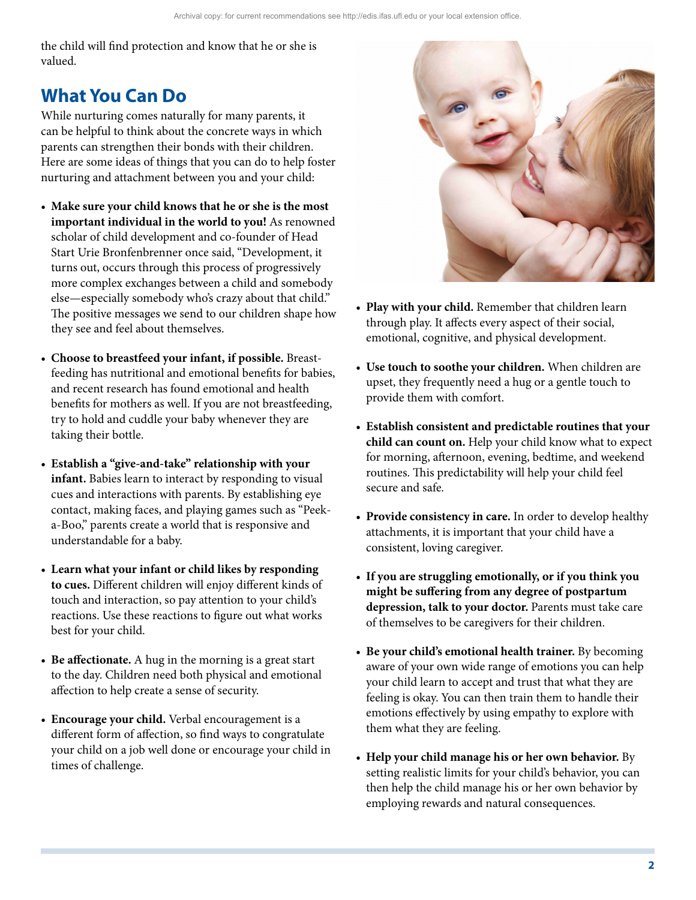the child will find protection and know that he or she is valued.

## What You Can Do

While nurturing comes naturally for many parents, it can be helpful to think about the concrete ways in which parents can strengthen their bonds with their children. Here are some ideas of things that you can do to help foster nurturing and attachment between you and your child:

- **Make sure your child knows that he or she is the most important individual in the world to you!** As renowned scholar of child development and co-founder of Head Start Urie Bronfenbrenner once said, "Development, it turns out, occurs through this process of progressively more complex exchanges between a child and somebody else—especially somebody who's crazy about that child." The positive messages we send to our children shape how they see and feel about themselves.

- **Choose to breastfeed your infant, if possible.** Breast-feeding has nutritional and emotional benefits for babies, and recent research has found emotional and health benefits for mothers as well. If you are not breastfeeding, try to hold and cuddle your baby whenever they are taking their bottle.

- **Establish a "give-and-take" relationship with your infant.** Babies learn to interact by responding to visual cues and interactions with parents. By establishing eye contact, making faces, and playing games such as "Peek-a-Boo," parents create a world that is responsive and understandable for a baby.

- **Learn what your infant or child likes by responding to cues.** Different children will enjoy different kinds of touch and interaction, so pay attention to your child's reactions. Use these reactions to figure out what works best for your child.

- **Be affectionate.** A hug in the morning is a great start to the day. Children need both physical and emotional affection to help create a sense of security.

- **Encourage your child.** Verbal encouragement is a different form of affection, so find ways to congratulate your child on a job well done or encourage your child in times of challenge.

- **Play with your child.** Remember that children learn through play. It affects every aspect of their social, emotional, cognitive, and physical development.

- **Use touch to soothe your children.** When children are upset, they frequently need a hug or a gentle touch to provide them with comfort.

- **Establish consistent and predictable routines that your child can count on.** Help your child know what to expect for morning, afternoon, evening, bedtime, and weekend routines. This predictability will help your child feel secure and safe.

- **Provide consistency in care.** In order to develop healthy attachments, it is important that your child have a consistent, loving caregiver.

- **If you are struggling emotionally, or if you think you might be suffering from any degree of postpartum depression, talk to your doctor.** Parents must take care of themselves to be caregivers for their children.

- **Be your child's emotional health trainer.** By becoming aware of your own wide range of emotions you can help your child learn to accept and trust that what they are feeling is okay. You can then train them to handle their emotions effectively by using empathy to explore with them what they are feeling.

- **Help your child manage his or her own behavior.** By setting realistic limits for your child's behavior, you can then help the child manage his or her own behavior by employing rewards and natural consequences.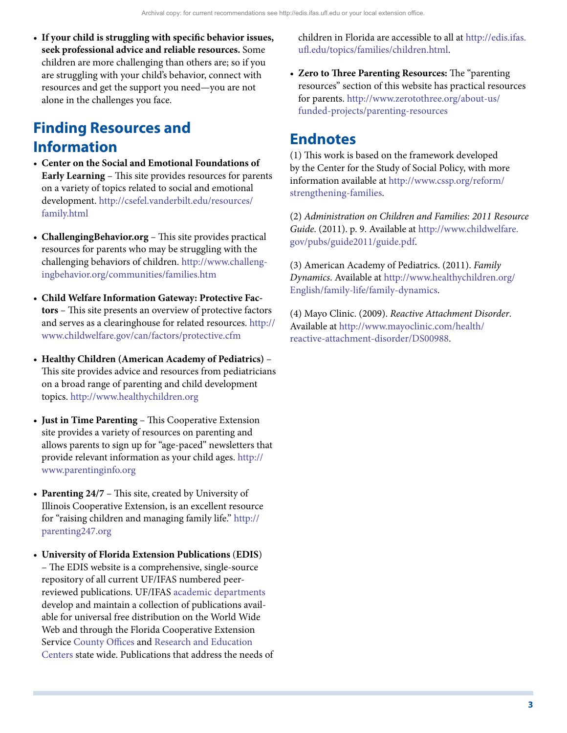- **If your child is struggling with specific behavior issues, seek professional advice and reliable resources.** Some children are more challenging than others are; so if you are struggling with your child's behavior, connect with resources and get the support you need—you are not alone in the challenges you face.

## Finding Resources and Information

- **Center on the Social and Emotional Foundations of Early Learning** – This site provides resources for parents on a variety of topics related to social and emotional development. http://csefel.vanderbilt.edu/resources/family.html

- **ChallengingBehavior.org** – This site provides practical resources for parents who may be struggling with the challenging behaviors of children. http://www.challengingbehavior.org/communities/families.htm

- **Child Welfare Information Gateway: Protective Factors** – This site presents an overview of protective factors and serves as a clearinghouse for related resources. http://www.childwelfare.gov/can/factors/protective.cfm

- **Healthy Children (American Academy of Pediatrics)** – This site provides advice and resources from pediatricians on a broad range of parenting and child development topics. http://www.healthychildren.org

- **Just in Time Parenting** – This Cooperative Extension site provides a variety of resources on parenting and allows parents to sign up for "age-paced" newsletters that provide relevant information as your child ages. http://www.parentinginfo.org

- **Parenting 24/7** – This site, created by University of Illinois Cooperative Extension, is an excellent resource for "raising children and managing family life." http://parenting247.org

- **University of Florida Extension Publications (EDIS)** – The EDIS website is a comprehensive, single-source repository of all current UF/IFAS numbered peer-reviewed publications. UF/IFAS academic departments develop and maintain a collection of publications available for universal free distribution on the World Wide Web and through the Florida Cooperative Extension Service County Offices and Research and Education Centers state wide. Publications that address the needs of children in Florida are accessible to all at http://edis.ifas.ufl.edu/topics/families/children.html.

- **Zero to Three Parenting Resources:** The "parenting resources" section of this website has practical resources for parents. http://www.zerotothree.org/about-us/funded-projects/parenting-resources

## Endnotes

(1) This work is based on the framework developed by the Center for the Study of Social Policy, with more information available at http://www.cssp.org/reform/strengthening-families.

(2) *Administration on Children and Families: 2011 Resource Guide*. (2011). p. 9. Available at http://www.childwelfare.gov/pubs/guide2011/guide.pdf.

(3) American Academy of Pediatrics. (2011). *Family Dynamics*. Available at http://www.healthychildren.org/English/family-life/family-dynamics.

(4) Mayo Clinic. (2009). *Reactive Attachment Disorder*. Available at http://www.mayoclinic.com/health/reactive-attachment-disorder/DS00988.